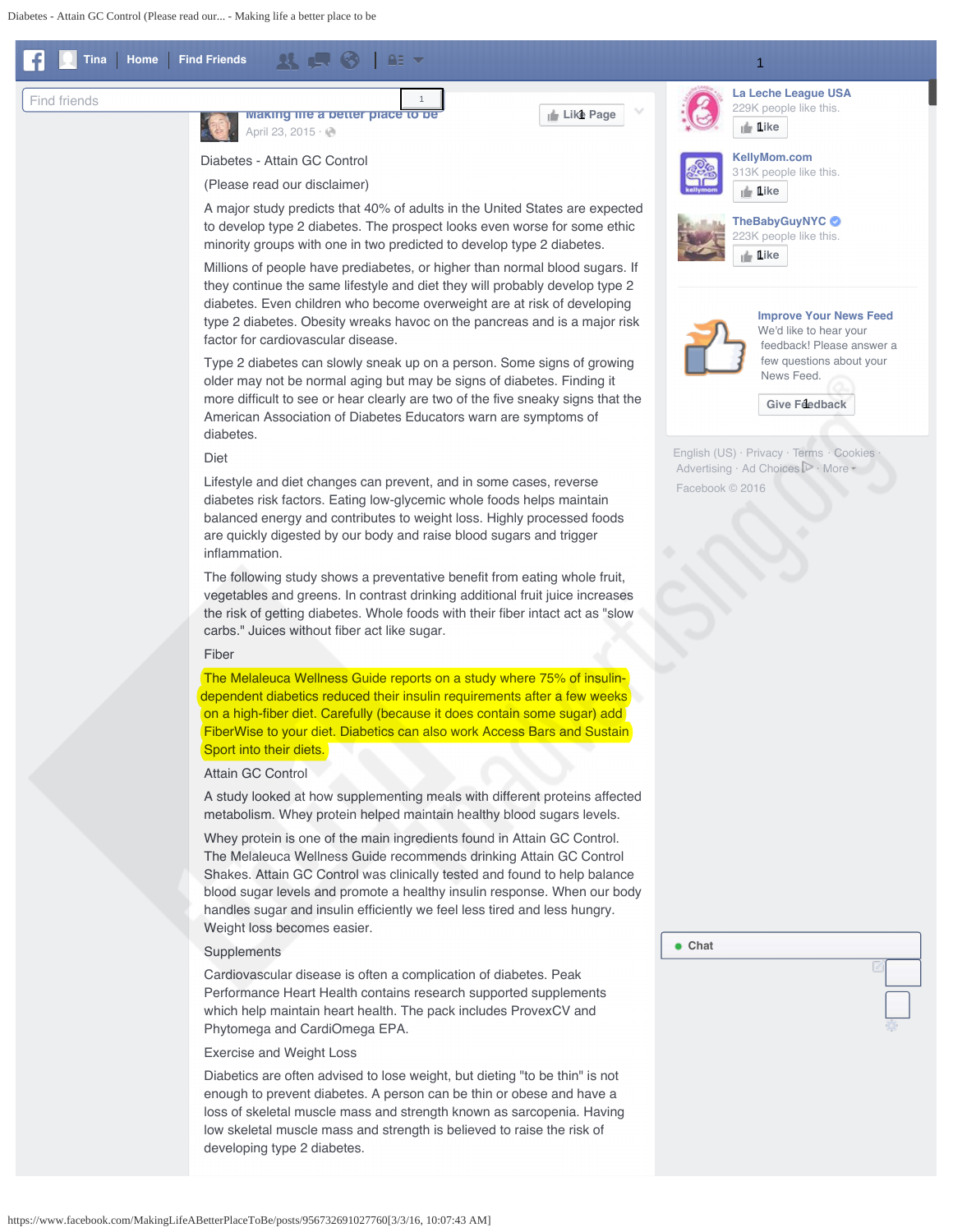Making life a better place to be

April 23, 2015 ·

Diabetes - Attain GC Control

(Please read our disclaimer)

A major study predicts that 40% of adults in the United States are expected to develop type 2 diabetes. The prospect looks even worse for some ethic minority groups with one in two predicted to develop type 2 diabetes.

Millions of people have prediabetes, or higher than normal blood sugars. If they continue the same lifestyle and diet they will probably develop type 2 diabetes. Even children who become overweight are at risk of developing type 2 diabetes. Obesity wreaks havoc on the pancreas and is a major risk factor for cardiovascular disease.

Type 2 diabetes can slowly sneak up on a person. Some signs of growing older may not be normal aging but may be signs of diabetes. Finding it more difficult to see or hear clearly are two of the five sneaky signs that the American Association of Diabetes Educators warn are symptoms of diabetes.

Diet

Lifestyle and diet changes can prevent, and in some cases, reverse diabetes risk factors. Eating low-glycemic whole foods helps maintain balanced energy and contributes to weight loss. Highly processed foods are quickly digested by our body and raise blood sugars and trigger inflammation.

The following study shows a preventative benefit from eating whole fruit, vegetables and greens. In contrast drinking additional fruit juice increases the risk of getting diabetes. Whole foods with their fiber intact act as "slow carbs." Juices without fiber act like sugar.

Fiber

The Melaleuca Wellness Guide reports on a study where 75% of insulin-dependent diabetics reduced their insulin requirements after a few weeks on a high-fiber diet. Carefully (because it does contain some sugar) add FiberWise to your diet. Diabetics can also work Access Bars and Sustain Sport into their diets.

Attain GC Control

A study looked at how supplementing meals with different proteins affected metabolism. Whey protein helped maintain healthy blood sugars levels.

Whey protein is one of the main ingredients found in Attain GC Control. The Melaleuca Wellness Guide recommends drinking Attain GC Control Shakes. Attain GC Control was clinically tested and found to help balance blood sugar levels and promote a healthy insulin response. When our body handles sugar and insulin efficiently we feel less tired and less hungry. Weight loss becomes easier.

Supplements

Cardiovascular disease is often a complication of diabetes. Peak Performance Heart Health contains research supported supplements which help maintain heart health. The pack includes ProvexCV and Phytomega and CardiOmega EPA.

Exercise and Weight Loss

Diabetics are often advised to lose weight, but dieting "to be thin" is not enough to prevent diabetes. A person can be thin or obese and have a loss of skeletal muscle mass and strength known as sarcopenia. Having low skeletal muscle mass and strength is believed to raise the risk of developing type 2 diabetes.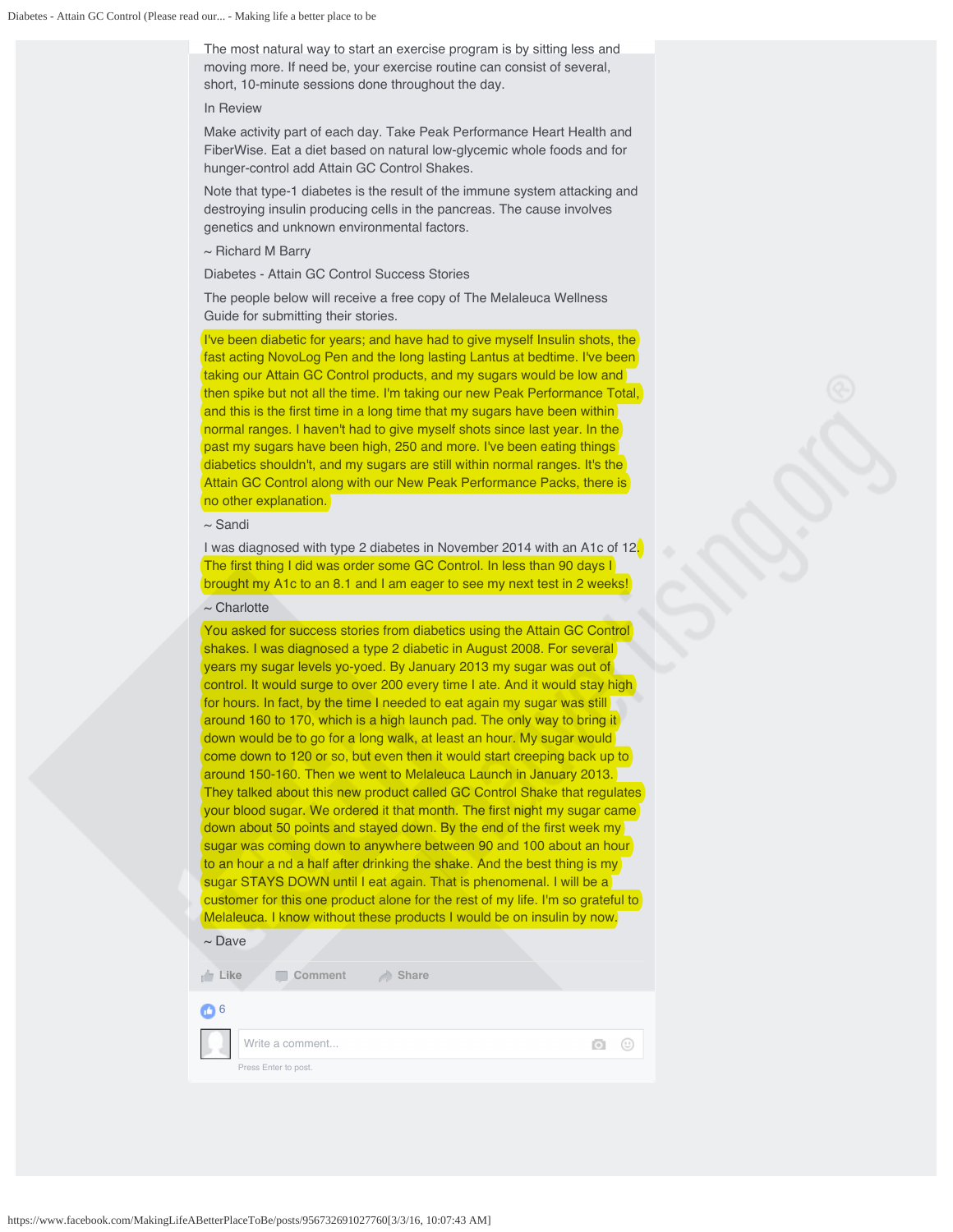The most natural way to start an exercise program is by sitting less and moving more. If need be, your exercise routine can consist of several, short, 10-minute sessions done throughout the day.

In Review

Make activity part of each day. Take Peak Performance Heart Health and FiberWise. Eat a diet based on natural low-glycemic whole foods and for hunger-control add Attain GC Control Shakes.

Note that type-1 diabetes is the result of the immune system attacking and destroying insulin producing cells in the pancreas. The cause involves genetics and unknown environmental factors.

~ Richard M Barry

Diabetes - Attain GC Control Success Stories

The people below will receive a free copy of The Melaleuca Wellness Guide for submitting their stories.

I've been diabetic for years; and have had to give myself Insulin shots, the fast acting NovoLog Pen and the long lasting Lantus at bedtime. I've been taking our Attain GC Control products, and my sugars would be low and then spike but not all the time. I'm taking our new Peak Performance Total, and this is the first time in a long time that my sugars have been within normal ranges. I haven't had to give myself shots since last year. In the past my sugars have been high, 250 and more. I've been eating things diabetics shouldn't, and my sugars are still within normal ranges. It's the Attain GC Control along with our New Peak Performance Packs, there is no other explanation.

~ Sandi

I was diagnosed with type 2 diabetes in November 2014 with an A1c of 12. The first thing I did was order some GC Control. In less than 90 days I brought my A1c to an 8.1 and I am eager to see my next test in 2 weeks!

~ Charlotte

You asked for success stories from diabetics using the Attain GC Control shakes. I was diagnosed a type 2 diabetic in August 2008. For several years my sugar levels yo-yoed. By January 2013 my sugar was out of control. It would surge to over 200 every time I ate. And it would stay high for hours. In fact, by the time I needed to eat again my sugar was still around 160 to 170, which is a high launch pad. The only way to bring it down would be to go for a long walk, at least an hour. My sugar would come down to 120 or so, but even then it would start creeping back up to around 150-160. Then we went to Melaleuca Launch in January 2013. They talked about this new product called GC Control Shake that regulates your blood sugar. We ordered it that month. The first night my sugar came down about 50 points and stayed down. By the end of the first week my sugar was coming down to anywhere between 90 and 100 about an hour to an hour a nd a half after drinking the shake. And the best thing is my sugar STAYS DOWN until I eat again. That is phenomenal. I will be a customer for this one product alone for the rest of my life. I'm so grateful to Melaleuca. I know without these products I would be on insulin by now.

~ Dave

Like Comment Share

6

Write a comment...

Press Enter to post.